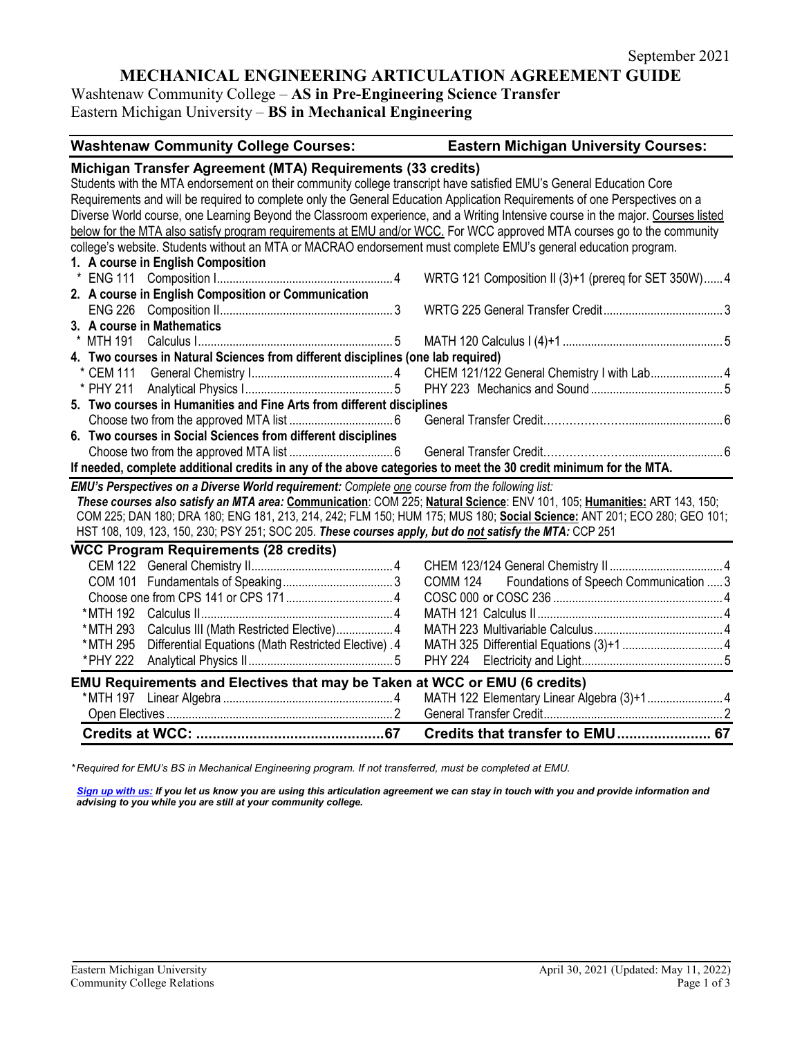September 2021

# MECHANICAL ENGINEERING ARTICULATION AGREEMENT GUIDE

Washtenaw Community College – **AS in Pre-Engineering Science Transfer**
Eastern Michigan University – **BS in Mechanical Engineering**

| Washtenaw Community College Courses: | Eastern Michigan University Courses: |
|---|---|
| **Michigan Transfer Agreement (MTA) Requirements (33 credits)** | |
| Students with the MTA endorsement on their community college transcript have satisfied EMU's General Education Core Requirements and will be required to complete only the General Education Application Requirements of one Perspectives on a Diverse World course, one Learning Beyond the Classroom experience, and a Writing Intensive course in the major. Courses listed below for the MTA also satisfy program requirements at EMU and/or WCC. For WCC approved MTA courses go to the community college's website. Students without an MTA or MACRAO endorsement must complete EMU's general education program. | |
| **1. A course in English Composition** | |
| * ENG 111 Composition I ... 4 | WRTG 121 Composition II (3)+1 (prereq for SET 350W) ... 4 |
| **2. A course in English Composition or Communication** | |
| ENG 226 Composition II ... 3 | WRTG 225 General Transfer Credit ... 3 |
| **3. A course in Mathematics** | |
| * MTH 191 Calculus I ... 5 | MATH 120 Calculus I (4)+1 ... 5 |
| **4. Two courses in Natural Sciences from different disciplines (one lab required)** | |
| * CEM 111 General Chemistry I ... 4 | CHEM 121/122 General Chemistry I with Lab ... 4 |
| * PHY 211 Analytical Physics I ... 5 | PHY 223 Mechanics and Sound ... 5 |
| **5. Two courses in Humanities and Fine Arts from different disciplines** | |
| Choose two from the approved MTA list ... 6 | General Transfer Credit ... 6 |
| **6. Two courses in Social Sciences from different disciplines** | |
| Choose two from the approved MTA list ... 6 | General Transfer Credit ... 6 |
| **If needed, complete additional credits in any of the above categories to meet the 30 credit minimum for the MTA.** | |

***EMU's Perspectives on a Diverse World requirement:*** *Complete one course from the following list:*
***These courses also satisfy an MTA area:*** **Communication**: COM 225; **Natural Science**: ENV 101, 105; **Humanities:** ART 143, 150; COM 225; DAN 180; DRA 180; ENG 181, 213, 214, 242; FLM 150; HUM 175; MUS 180; **Social Science:** ANT 201; ECO 280; GEO 101; HST 108, 109, 123, 150, 230; PSY 251; SOC 205. ***These courses apply, but do not satisfy the MTA:*** CCP 251

| Washtenaw Community College Courses: | Eastern Michigan University Courses: |
|---|---|
| **WCC Program Requirements (28 credits)** | |
| CEM 122 General Chemistry II ... 4 | CHEM 123/124 General Chemistry II ... 4 |
| COM 101 Fundamentals of Speaking ... 3 | COMM 124 Foundations of Speech Communication ... 3 |
| Choose one from CPS 141 or CPS 171 ... 4 | COSC 000 or COSC 236 ... 4 |
| *MTH 192 Calculus II ... 4 | MATH 121 Calculus II ... 4 |
| *MTH 293 Calculus III (Math Restricted Elective) ... 4 | MATH 223 Multivariable Calculus ... 4 |
| *MTH 295 Differential Equations (Math Restricted Elective) ... 4 | MATH 325 Differential Equations (3)+1 ... 4 |
| *PHY 222 Analytical Physics II ... 5 | PHY 224 Electricity and Light ... 5 |
| **EMU Requirements and Electives that may be Taken at WCC or EMU (6 credits)** | |
| *MTH 197 Linear Algebra ... 4 | MATH 122 Elementary Linear Algebra (3)+1 ... 4 |
| Open Electives ... 2 | General Transfer Credit ... 2 |
| **Credits at WCC: ... 67** | **Credits that transfer to EMU ... 67** |

**Required for EMU's BS in Mechanical Engineering program. If not transferred, must be completed at EMU.*

***Sign up with us:** If you let us know you are using this articulation agreement we can stay in touch with you and provide information and advising to you while you are still at your community college.*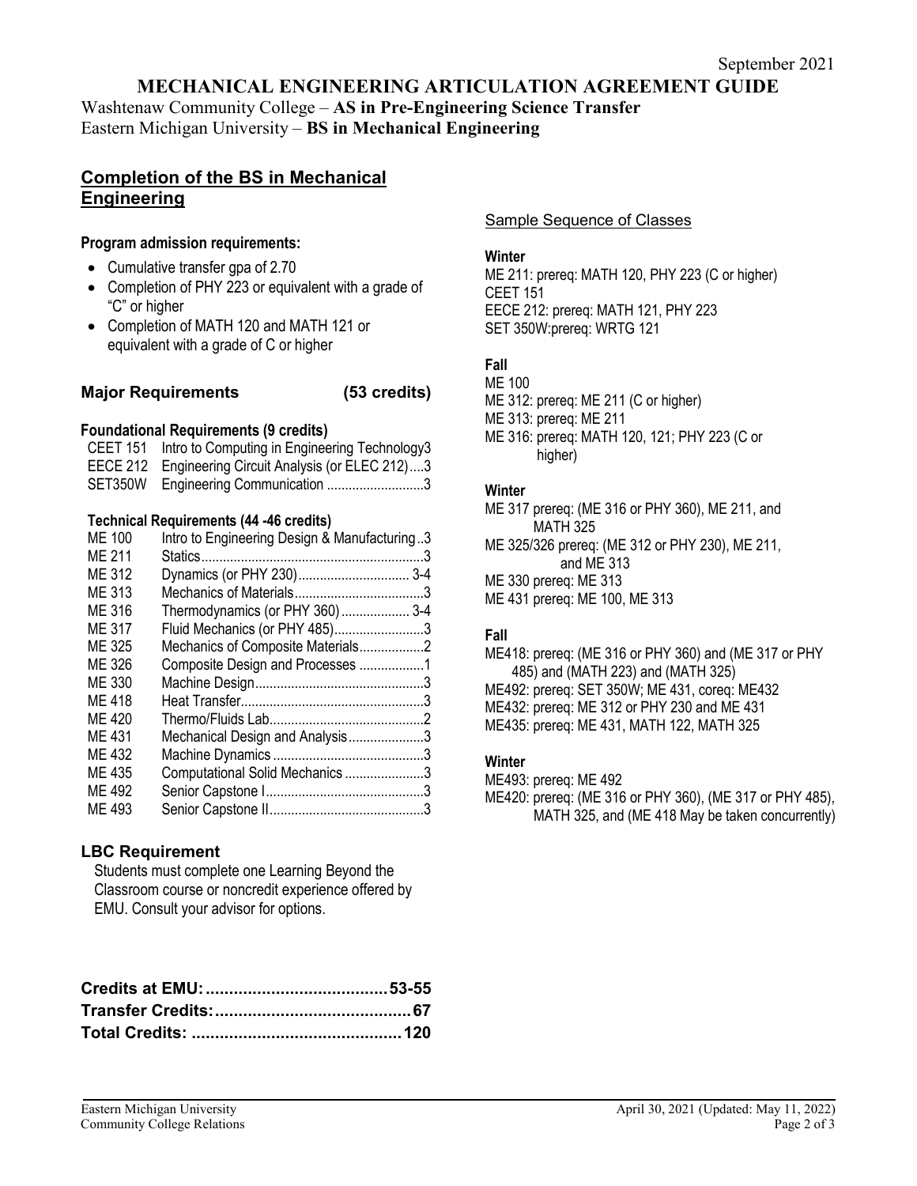September 2021

# MECHANICAL ENGINEERING ARTICULATION AGREEMENT GUIDE

Washtenaw Community College – **AS in Pre-Engineering Science Transfer**
Eastern Michigan University – **BS in Mechanical Engineering**

## Completion of the BS in Mechanical Engineering

**Program admission requirements:**

- Cumulative transfer gpa of 2.70
- Completion of PHY 223 or equivalent with a grade of "C" or higher
- Completion of MATH 120 and MATH 121 or equivalent with a grade of C or higher

### Major Requirements (53 credits)

**Foundational Requirements (9 credits)**

| | | |
|---|---|---|
| CEET 151 | Intro to Computing in Engineering Technology | 3 |
| EECE 212 | Engineering Circuit Analysis (or ELEC 212) | 3 |
| SET350W | Engineering Communication | 3 |

**Technical Requirements (44 -46 credits)**

| | | |
|---|---|---|
| ME 100 | Intro to Engineering Design & Manufacturing | 3 |
| ME 211 | Statics | 3 |
| ME 312 | Dynamics (or PHY 230) | 3-4 |
| ME 313 | Mechanics of Materials | 3 |
| ME 316 | Thermodynamics (or PHY 360) | 3-4 |
| ME 317 | Fluid Mechanics (or PHY 485) | 3 |
| ME 325 | Mechanics of Composite Materials | 2 |
| ME 326 | Composite Design and Processes | 1 |
| ME 330 | Machine Design | 3 |
| ME 418 | Heat Transfer | 3 |
| ME 420 | Thermo/Fluids Lab | 2 |
| ME 431 | Mechanical Design and Analysis | 3 |
| ME 432 | Machine Dynamics | 3 |
| ME 435 | Computational Solid Mechanics | 3 |
| ME 492 | Senior Capstone I | 3 |
| ME 493 | Senior Capstone II | 3 |

### LBC Requirement

Students must complete one Learning Beyond the Classroom course or noncredit experience offered by EMU. Consult your advisor for options.

| | |
|---|---|
| **Credits at EMU:** | **53-55** |
| **Transfer Credits:** | **67** |
| **Total Credits:** | **120** |

## Sample Sequence of Classes

**Winter**

ME 211: prereq: MATH 120, PHY 223 (C or higher)
CEET 151
EECE 212: prereq: MATH 121, PHY 223
SET 350W:prereq: WRTG 121

**Fall**

ME 100
ME 312: prereq: ME 211 (C or higher)
ME 313: prereq: ME 211
ME 316: prereq: MATH 120, 121; PHY 223 (C or higher)

**Winter**

ME 317 prereq: (ME 316 or PHY 360), ME 211, and MATH 325
ME 325/326 prereq: (ME 312 or PHY 230), ME 211, and ME 313
ME 330 prereq: ME 313
ME 431 prereq: ME 100, ME 313

**Fall**

ME418: prereq: (ME 316 or PHY 360) and (ME 317 or PHY 485) and (MATH 223) and (MATH 325)
ME492: prereq: SET 350W; ME 431, coreq: ME432
ME432: prereq: ME 312 or PHY 230 and ME 431
ME435: prereq: ME 431, MATH 122, MATH 325

**Winter**

ME493: prereq: ME 492
ME420: prereq: (ME 316 or PHY 360), (ME 317 or PHY 485), MATH 325, and (ME 418 May be taken concurrently)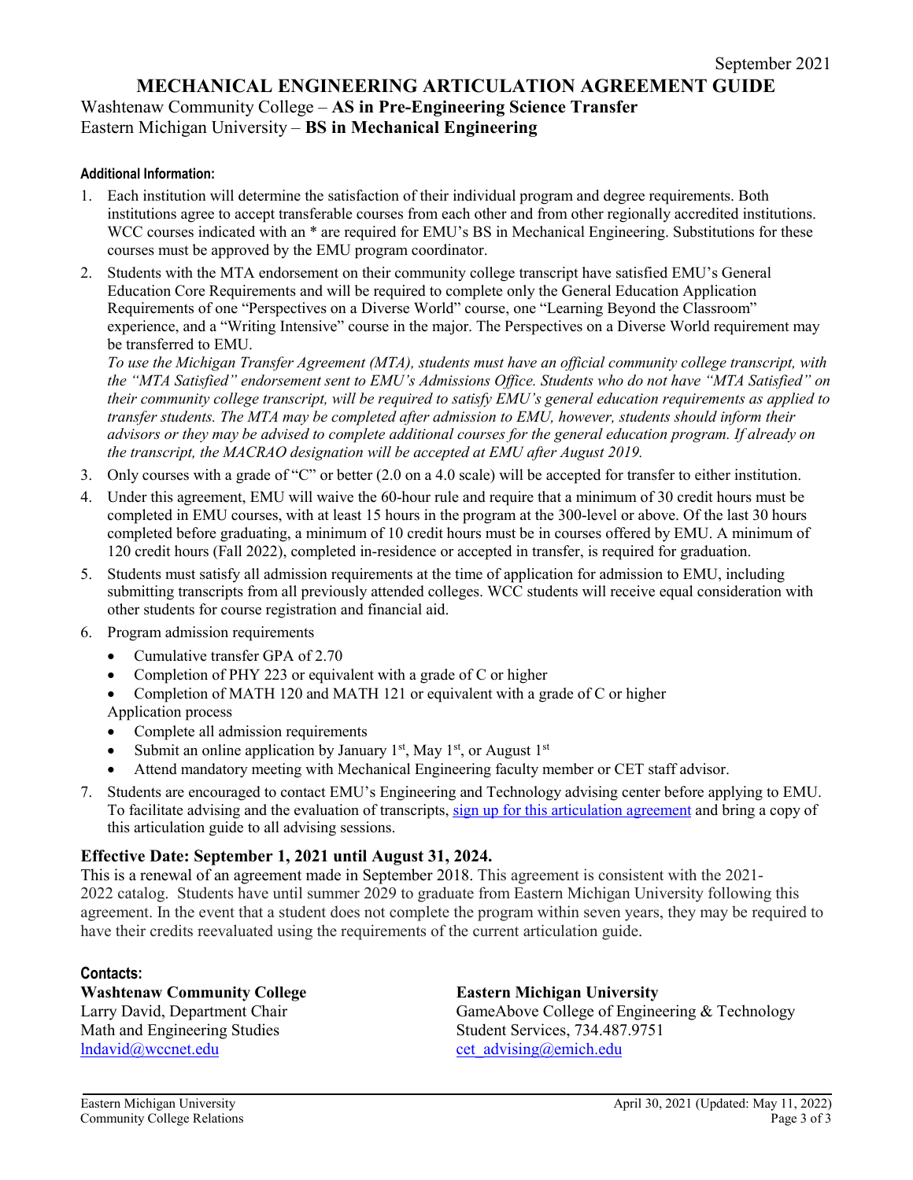September 2021

# MECHANICAL ENGINEERING ARTICULATION AGREEMENT GUIDE

Washtenaw Community College – **AS in Pre-Engineering Science Transfer**
Eastern Michigan University – **BS in Mechanical Engineering**

**Additional Information:**

1. Each institution will determine the satisfaction of their individual program and degree requirements. Both institutions agree to accept transferable courses from each other and from other regionally accredited institutions. WCC courses indicated with an * are required for EMU's BS in Mechanical Engineering. Substitutions for these courses must be approved by the EMU program coordinator.
2. Students with the MTA endorsement on their community college transcript have satisfied EMU's General Education Core Requirements and will be required to complete only the General Education Application Requirements of one "Perspectives on a Diverse World" course, one "Learning Beyond the Classroom" experience, and a "Writing Intensive" course in the major. The Perspectives on a Diverse World requirement may be transferred to EMU.
   *To use the Michigan Transfer Agreement (MTA), students must have an official community college transcript, with the "MTA Satisfied" endorsement sent to EMU's Admissions Office. Students who do not have "MTA Satisfied" on their community college transcript, will be required to satisfy EMU's general education requirements as applied to transfer students. The MTA may be completed after admission to EMU, however, students should inform their advisors or they may be advised to complete additional courses for the general education program. If already on the transcript, the MACRAO designation will be accepted at EMU after August 2019.*
3. Only courses with a grade of "C" or better (2.0 on a 4.0 scale) will be accepted for transfer to either institution.
4. Under this agreement, EMU will waive the 60-hour rule and require that a minimum of 30 credit hours must be completed in EMU courses, with at least 15 hours in the program at the 300-level or above. Of the last 30 hours completed before graduating, a minimum of 10 credit hours must be in courses offered by EMU. A minimum of 120 credit hours (Fall 2022), completed in-residence or accepted in transfer, is required for graduation.
5. Students must satisfy all admission requirements at the time of application for admission to EMU, including submitting transcripts from all previously attended colleges. WCC students will receive equal consideration with other students for course registration and financial aid.
6. Program admission requirements
   - Cumulative transfer GPA of 2.70
   - Completion of PHY 223 or equivalent with a grade of C or higher
   - Completion of MATH 120 and MATH 121 or equivalent with a grade of C or higher

   Application process
   - Complete all admission requirements
   - Submit an online application by January 1st, May 1st, or August 1st
   - Attend mandatory meeting with Mechanical Engineering faculty member or CET staff advisor.
7. Students are encouraged to contact EMU's Engineering and Technology advising center before applying to EMU. To facilitate advising and the evaluation of transcripts, sign up for this articulation agreement and bring a copy of this articulation guide to all advising sessions.

## Effective Date: September 1, 2021 until August 31, 2024.

This is a renewal of an agreement made in September 2018. This agreement is consistent with the 2021-2022 catalog. Students have until summer 2029 to graduate from Eastern Michigan University following this agreement. In the event that a student does not complete the program within seven years, they may be required to have their credits reevaluated using the requirements of the current articulation guide.

**Contacts:**

**Washtenaw Community College**
Larry David, Department Chair
Math and Engineering Studies
lndavid@wccnet.edu

**Eastern Michigan University**
GameAbove College of Engineering & Technology
Student Services, 734.487.9751
cet_advising@emich.edu